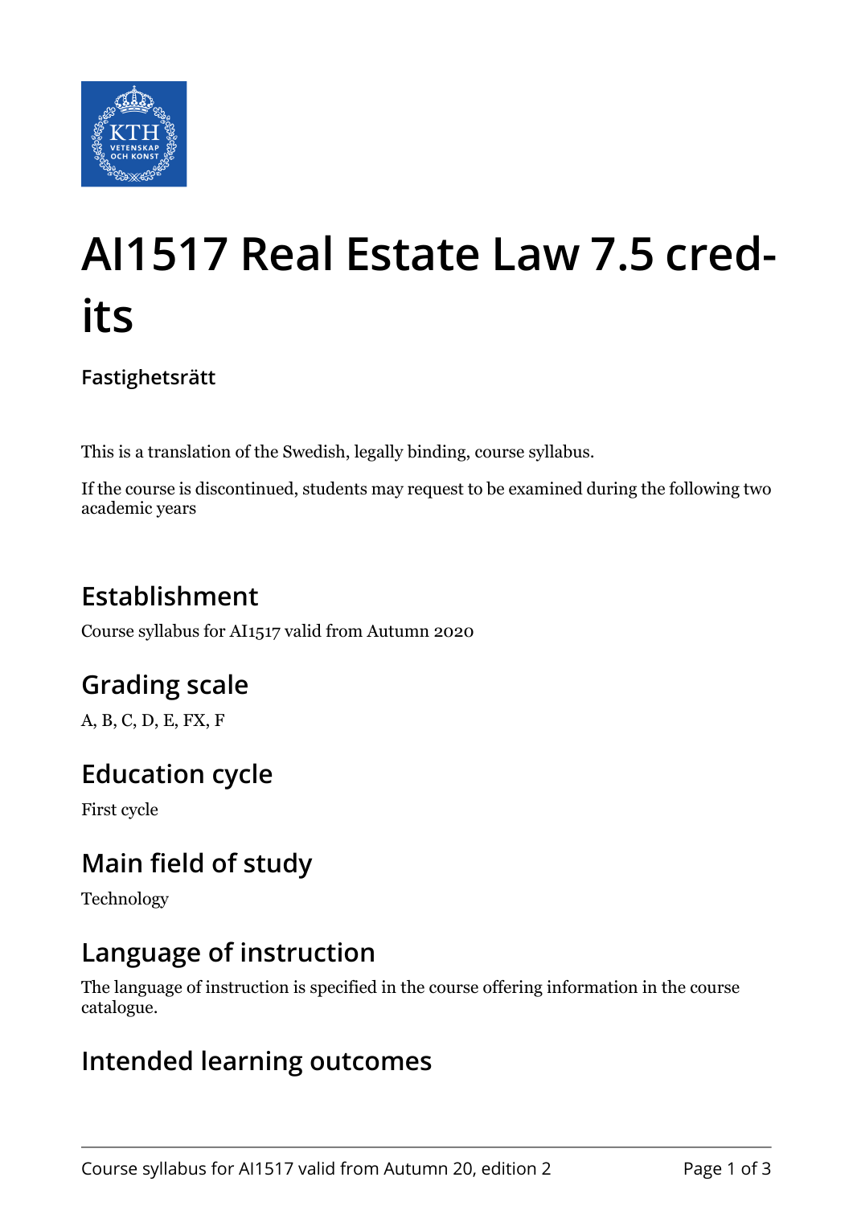# AI1517 Real Estate Law 7.5 credits

**Fastighetsrätt**

This is a translation of the Swedish, legally binding, course syllabus.

If the course is discontinued, students may request to be examined during the following two academic years

## Establishment

Course syllabus for AI1517 valid from Autumn 2020

## Grading scale

A, B, C, D, E, FX, F

## Education cycle

First cycle

## Main field of study

Technology

## Language of instruction

The language of instruction is specified in the course offering information in the course catalogue.

## Intended learning outcomes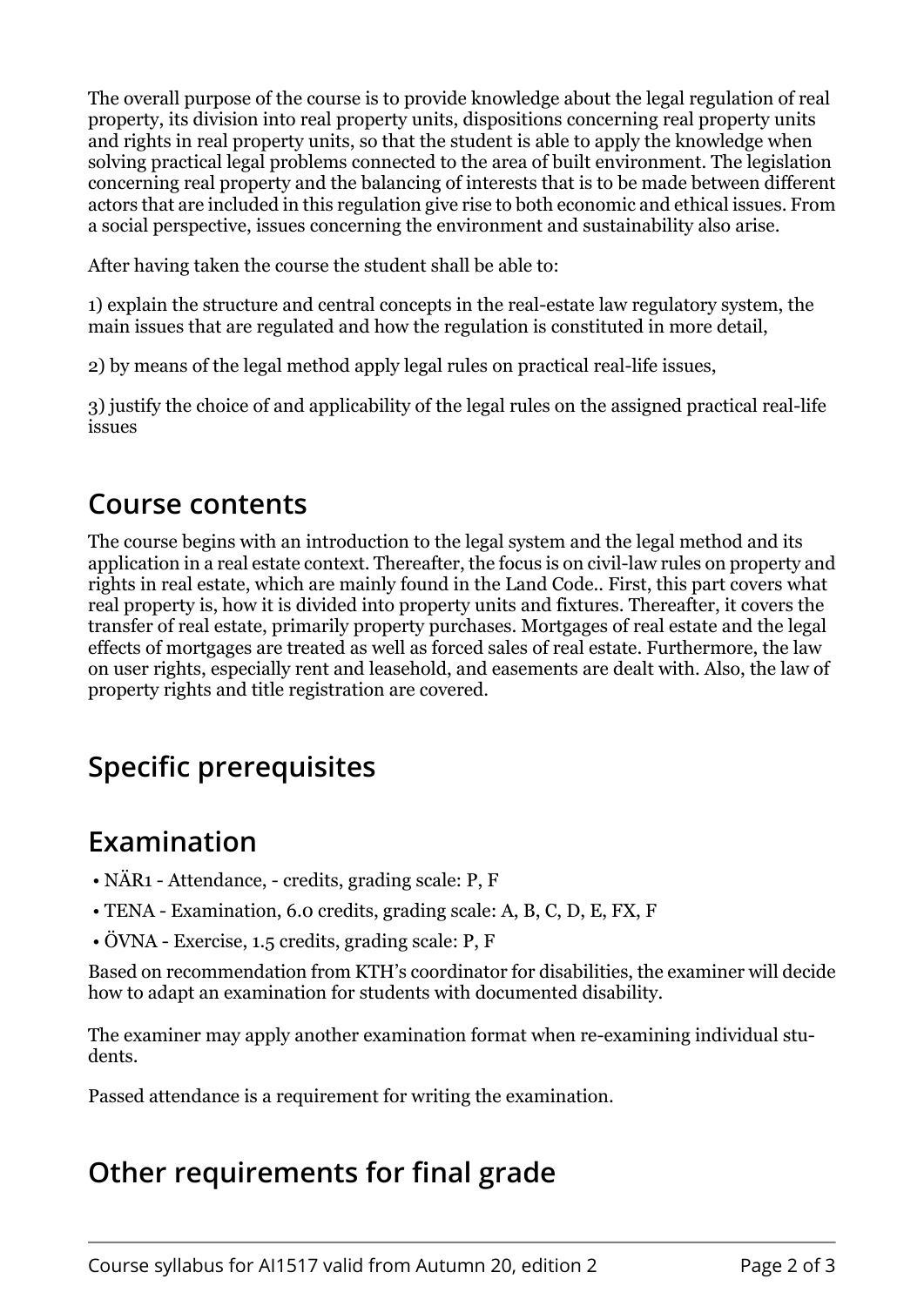The overall purpose of the course is to provide knowledge about the legal regulation of real property, its division into real property units, dispositions concerning real property units and rights in real property units, so that the student is able to apply the knowledge when solving practical legal problems connected to the area of built environment. The legislation concerning real property and the balancing of interests that is to be made between different actors that are included in this regulation give rise to both economic and ethical issues. From a social perspective, issues concerning the environment and sustainability also arise.

After having taken the course the student shall be able to:

1) explain the structure and central concepts in the real-estate law regulatory system, the main issues that are regulated and how the regulation is constituted in more detail,

2) by means of the legal method apply legal rules on practical real-life issues,

3) justify the choice of and applicability of the legal rules on the assigned practical real-life issues

## Course contents

The course begins with an introduction to the legal system and the legal method and its application in a real estate context. Thereafter, the focus is on civil-law rules on property and rights in real estate, which are mainly found in the Land Code.. First, this part covers what real property is, how it is divided into property units and fixtures. Thereafter, it covers the transfer of real estate, primarily property purchases. Mortgages of real estate and the legal effects of mortgages are treated as well as forced sales of real estate. Furthermore, the law on user rights, especially rent and leasehold, and easements are dealt with. Also, the law of property rights and title registration are covered.

## Specific prerequisites

## Examination

- NÄR1 - Attendance, - credits, grading scale: P, F
- TENA - Examination, 6.0 credits, grading scale: A, B, C, D, E, FX, F
- ÖVNA - Exercise, 1.5 credits, grading scale: P, F

Based on recommendation from KTH's coordinator for disabilities, the examiner will decide how to adapt an examination for students with documented disability.

The examiner may apply another examination format when re-examining individual students.

Passed attendance is a requirement for writing the examination.

## Other requirements for final grade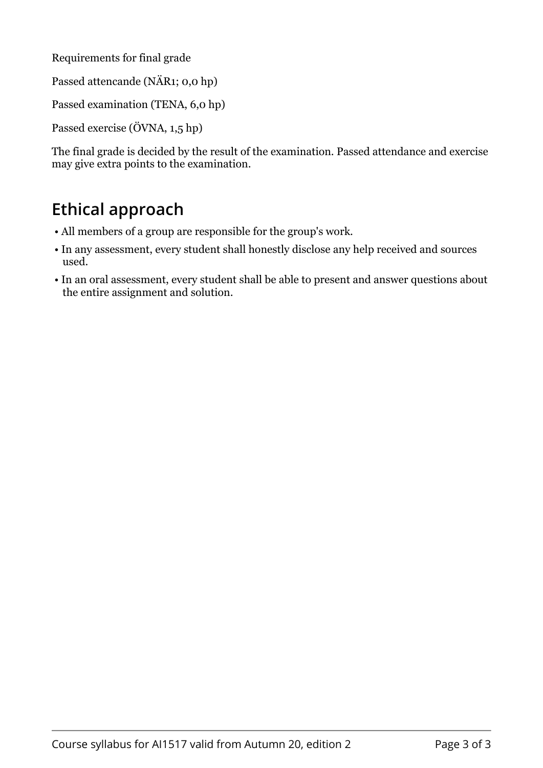Requirements for final grade

Passed attencande (NÄR1; 0,0 hp)

Passed examination (TENA, 6,0 hp)

Passed exercise (ÖVNA, 1,5 hp)

The final grade is decided by the result of the examination. Passed attendance and exercise may give extra points to the examination.

## Ethical approach

- All members of a group are responsible for the group's work.
- In any assessment, every student shall honestly disclose any help received and sources used.
- In an oral assessment, every student shall be able to present and answer questions about the entire assignment and solution.